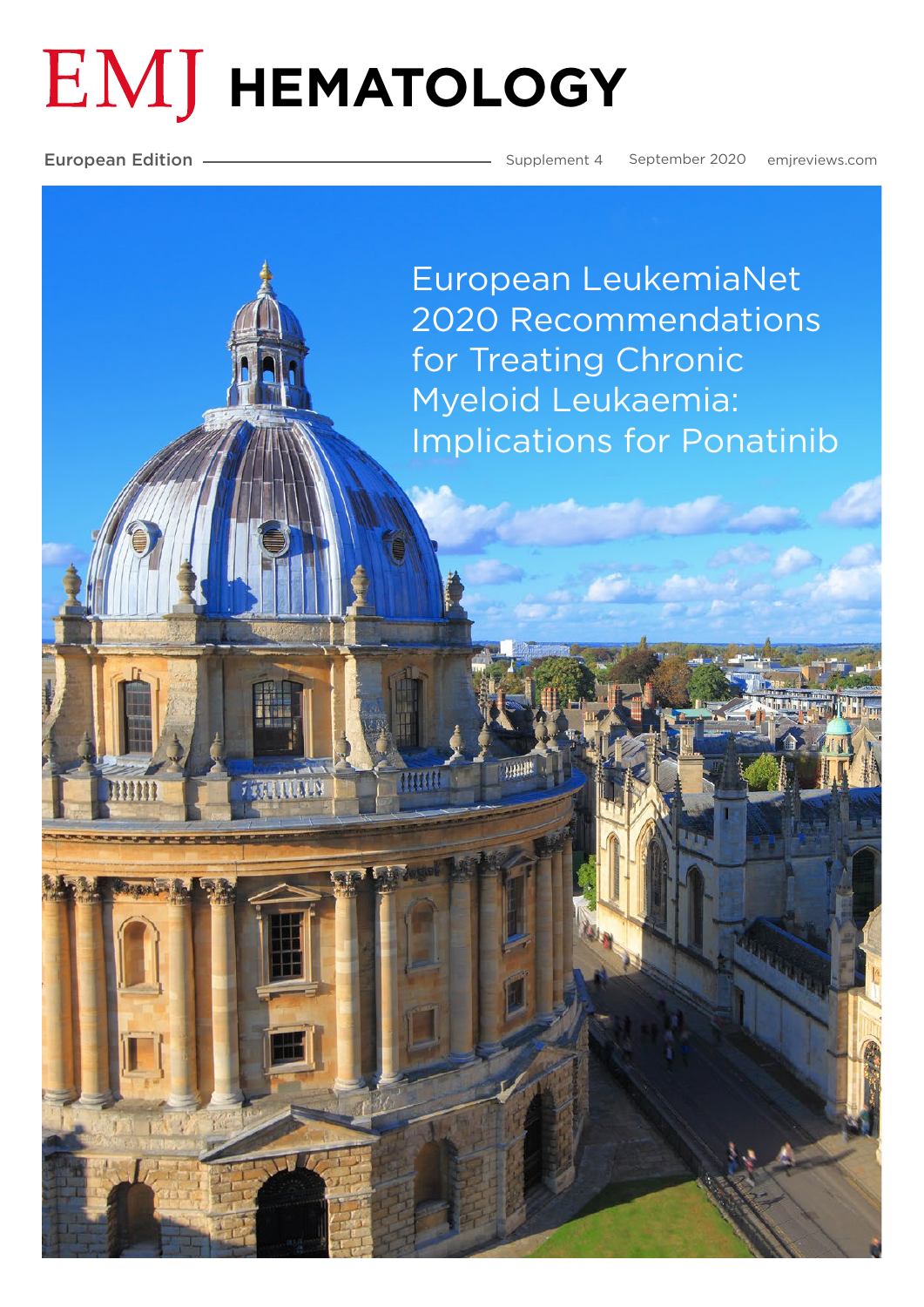# EMJ HEMATOLOGY

European Edition — Supplement 4 — September 2020 — emjreviews.com

## European LeukemiaNet 2020 Recommendations for Treating Chronic Myeloid Leukaemia: Implications for Ponatinib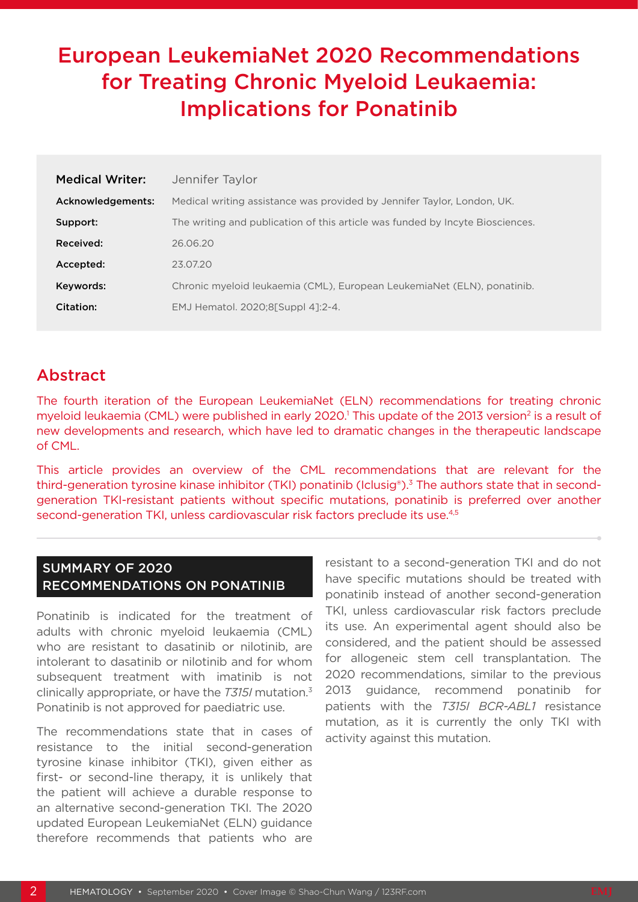# European LeukemiaNet 2020 Recommendations for Treating Chronic Myeloid Leukaemia: Implications for Ponatinib

| | |
|---|---|
| **Medical Writer:** | Jennifer Taylor |
| **Acknowledgements:** | Medical writing assistance was provided by Jennifer Taylor, London, UK. |
| **Support:** | The writing and publication of this article was funded by Incyte Biosciences. |
| **Received:** | 26.06.20 |
| **Accepted:** | 23.07.20 |
| **Keywords:** | Chronic myeloid leukaemia (CML), European LeukemiaNet (ELN), ponatinib. |
| **Citation:** | EMJ Hematol. 2020;8[Suppl 4]:2-4. |

## Abstract

The fourth iteration of the European LeukemiaNet (ELN) recommendations for treating chronic myeloid leukaemia (CML) were published in early 2020.[1] This update of the 2013 version[2] is a result of new developments and research, which have led to dramatic changes in the therapeutic landscape of CML.

This article provides an overview of the CML recommendations that are relevant for the third-generation tyrosine kinase inhibitor (TKI) ponatinib (Iclusig®).[3] The authors state that in second-generation TKI-resistant patients without specific mutations, ponatinib is preferred over another second-generation TKI, unless cardiovascular risk factors preclude its use.[4,5]

## SUMMARY OF 2020 RECOMMENDATIONS ON PONATINIB

Ponatinib is indicated for the treatment of adults with chronic myeloid leukaemia (CML) who are resistant to dasatinib or nilotinib, are intolerant to dasatinib or nilotinib and for whom subsequent treatment with imatinib is not clinically appropriate, or have the *T315I* mutation.[3] Ponatinib is not approved for paediatric use.

The recommendations state that in cases of resistance to the initial second-generation tyrosine kinase inhibitor (TKI), given either as first- or second-line therapy, it is unlikely that the patient will achieve a durable response to an alternative second-generation TKI. The 2020 updated European LeukemiaNet (ELN) guidance therefore recommends that patients who are resistant to a second-generation TKI and do not have specific mutations should be treated with ponatinib instead of another second-generation TKI, unless cardiovascular risk factors preclude its use. An experimental agent should also be considered, and the patient should be assessed for allogeneic stem cell transplantation. The 2020 recommendations, similar to the previous 2013 guidance, recommend ponatinib for patients with the *T315I BCR-ABL1* resistance mutation, as it is currently the only TKI with activity against this mutation.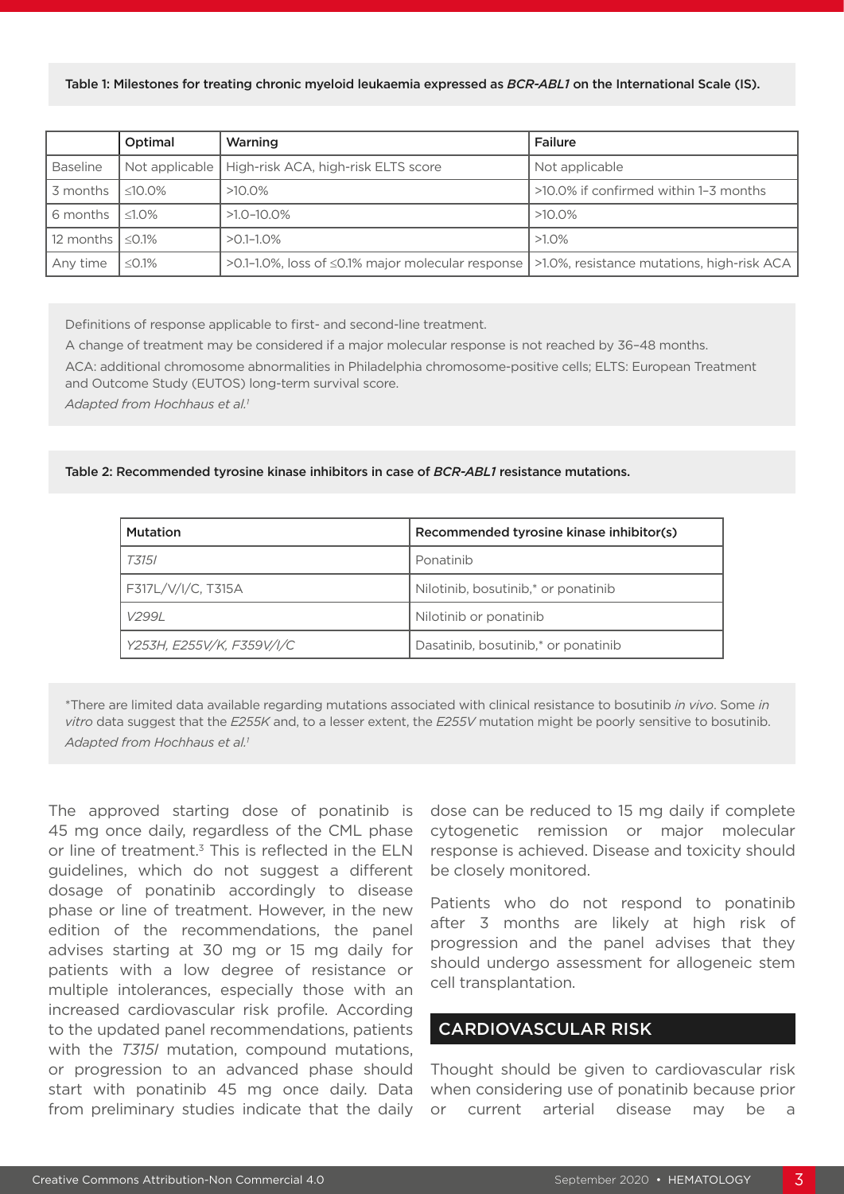Table 1: Milestones for treating chronic myeloid leukaemia expressed as *BCR-ABL1* on the International Scale (IS).

| | Optimal | Warning | Failure |
|---|---|---|---|
| Baseline | Not applicable | High-risk ACA, high-risk ELTS score | Not applicable |
| 3 months | ≤10.0% | >10.0% | >10.0% if confirmed within 1–3 months |
| 6 months | ≤1.0% | >1.0–10.0% | >10.0% |
| 12 months | ≤0.1% | >0.1–1.0% | >1.0% |
| Any time | ≤0.1% | >0.1–1.0%, loss of ≤0.1% major molecular response | >1.0%, resistance mutations, high-risk ACA |

Definitions of response applicable to first- and second-line treatment.

A change of treatment may be considered if a major molecular response is not reached by 36–48 months.

ACA: additional chromosome abnormalities in Philadelphia chromosome-positive cells; ELTS: European Treatment and Outcome Study (EUTOS) long-term survival score.

*Adapted from Hochhaus et al.*[1]

Table 2: Recommended tyrosine kinase inhibitors in case of *BCR-ABL1* resistance mutations.

| Mutation | Recommended tyrosine kinase inhibitor(s) |
|---|---|
| *T315I* | Ponatinib |
| F317L/V/I/C, T315A | Nilotinib, bosutinib,* or ponatinib |
| *V299L* | Nilotinib or ponatinib |
| *Y253H, E255V/K, F359V/I/C* | Dasatinib, bosutinib,* or ponatinib |

*There are limited data available regarding mutations associated with clinical resistance to bosutinib *in vivo*. Some *in vitro* data suggest that the *E255K* and, to a lesser extent, the *E255V* mutation might be poorly sensitive to bosutinib.

*Adapted from Hochhaus et al.*[1]

The approved starting dose of ponatinib is 45 mg once daily, regardless of the CML phase or line of treatment.[3] This is reflected in the ELN guidelines, which do not suggest a different dosage of ponatinib accordingly to disease phase or line of treatment. However, in the new edition of the recommendations, the panel advises starting at 30 mg or 15 mg daily for patients with a low degree of resistance or multiple intolerances, especially those with an increased cardiovascular risk profile. According to the updated panel recommendations, patients with the *T315I* mutation, compound mutations, or progression to an advanced phase should start with ponatinib 45 mg once daily. Data from preliminary studies indicate that the daily dose can be reduced to 15 mg daily if complete cytogenetic remission or major molecular response is achieved. Disease and toxicity should be closely monitored.

Patients who do not respond to ponatinib after 3 months are likely at high risk of progression and the panel advises that they should undergo assessment for allogeneic stem cell transplantation.

## CARDIOVASCULAR RISK

Thought should be given to cardiovascular risk when considering use of ponatinib because prior or current arterial disease may be a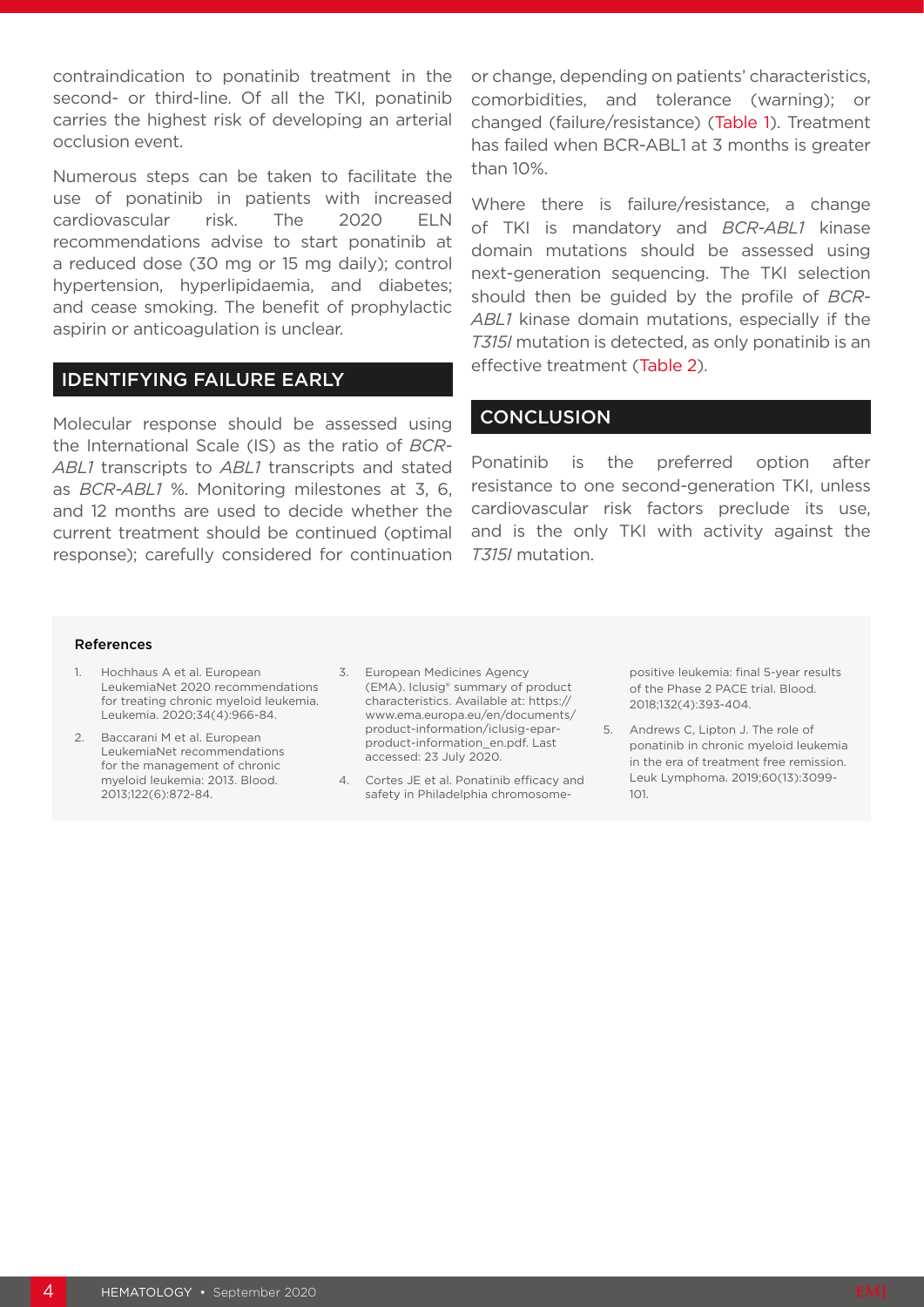contraindication to ponatinib treatment in the second- or third-line. Of all the TKI, ponatinib carries the highest risk of developing an arterial occlusion event.

Numerous steps can be taken to facilitate the use of ponatinib in patients with increased cardiovascular risk. The 2020 ELN recommendations advise to start ponatinib at a reduced dose (30 mg or 15 mg daily); control hypertension, hyperlipidaemia, and diabetes; and cease smoking. The benefit of prophylactic aspirin or anticoagulation is unclear.

## IDENTIFYING FAILURE EARLY

Molecular response should be assessed using the International Scale (IS) as the ratio of *BCR-ABL1* transcripts to *ABL1* transcripts and stated as *BCR-ABL1* %. Monitoring milestones at 3, 6, and 12 months are used to decide whether the current treatment should be continued (optimal response); carefully considered for continuation or change, depending on patients' characteristics, comorbidities, and tolerance (warning); or changed (failure/resistance) (Table 1). Treatment has failed when BCR-ABL1 at 3 months is greater than 10%.

Where there is failure/resistance, a change of TKI is mandatory and *BCR-ABL1* kinase domain mutations should be assessed using next-generation sequencing. The TKI selection should then be guided by the profile of *BCR-ABL1* kinase domain mutations, especially if the *T315I* mutation is detected, as only ponatinib is an effective treatment (Table 2).

## CONCLUSION

Ponatinib is the preferred option after resistance to one second-generation TKI, unless cardiovascular risk factors preclude its use, and is the only TKI with activity against the *T315I* mutation.

### References

1. Hochhaus A et al. European LeukemiaNet 2020 recommendations for treating chronic myeloid leukemia. Leukemia. 2020;34(4):966-84.
2. Baccarani M et al. European LeukemiaNet recommendations for the management of chronic myeloid leukemia: 2013. Blood. 2013;122(6):872-84.
3. European Medicines Agency (EMA). Iclusig® summary of product characteristics. Available at: https://www.ema.europa.eu/en/documents/product-information/iclusig-epar-product-information_en.pdf. Last accessed: 23 July 2020.
4. Cortes JE et al. Ponatinib efficacy and safety in Philadelphia chromosome-positive leukemia: final 5-year results of the Phase 2 PACE trial. Blood. 2018;132(4):393-404.
5. Andrews C, Lipton J. The role of ponatinib in chronic myeloid leukemia in the era of treatment free remission. Leuk Lymphoma. 2019;60(13):3099-101.